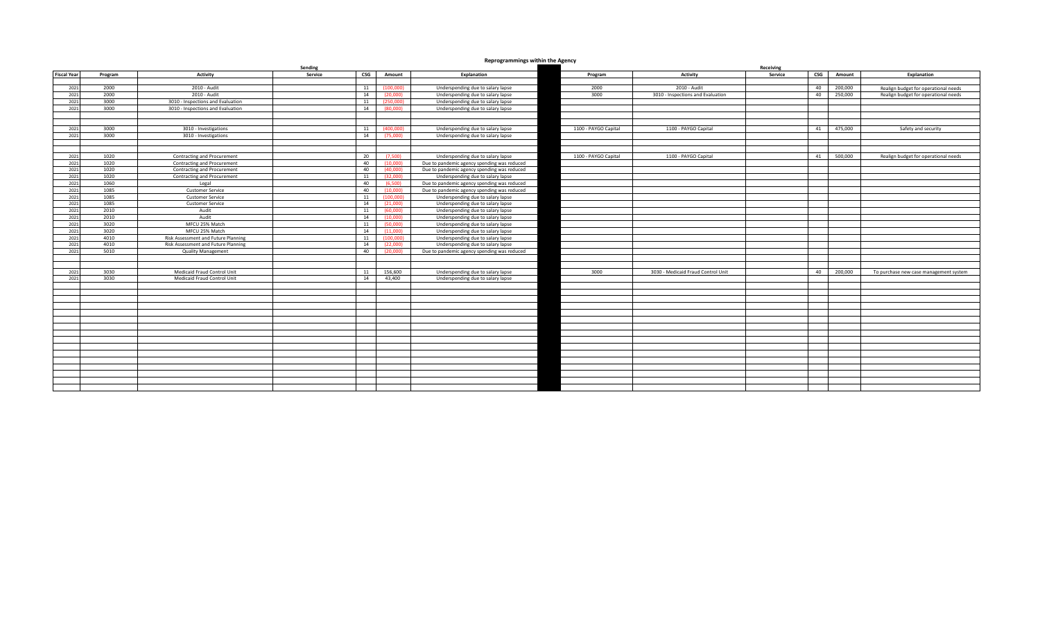# Reprogrammings within the Agency

| | Sending | | | | | | Receiving | | | | | |
|---|---|---|---|---|---|---|---|---|---|---|---|---|
| **Fiscal Year** | **Program** | **Activity** | **Service** | **CSG** | **Amount** | **Explanation** | **Program** | **Activity** | **Service** | **CSG** | **Amount** | **Explanation** |
| | | | | | | | | | | | | |
| 2021 | 2000 | 2010 - Audit | | 11 | (100,000) | Underspending due to salary lapse | 2000 | 2010 - Audit | | 40 | 200,000 | Realign budget for operational needs |
| 2021 | 2000 | 2010 - Audit | | 14 | (20,000) | Underspending due to salary lapse | 3000 | 3010 - Inspections and Evaluation | | 40 | 250,000 | Realign budget for operational needs |
| 2021 | 3000 | 3010 - Inspections and Evaluation | | 11 | (250,000) | Underspending due to salary lapse | | | | | | |
| 2021 | 3000 | 3010 - Inspections and Evaluation | | 14 | (80,000) | Underspending due to salary lapse | | | | | | |
| | | | | | | | | | | | | |
| | | | | | | | | | | | | |
| 2021 | 3000 | 3010 - Investigations | | 11 | (400,000) | Underspending due to salary lapse | 1100 - PAYGO Capital | 1100 - PAYGO Capital | | 41 | 475,000 | Safety and security |
| 2021 | 3000 | 3010 - Investigations | | 14 | (75,000) | Underspending due to salary lapse | | | | | | |
| | | | | | | | | | | | | |
| | | | | | | | | | | | | |
| 2021 | 1020 | Contracting and Procurement | | 20 | (7,500) | Underspending due to salary lapse | 1100 - PAYGO Capital | 1100 - PAYGO Capital | | 41 | 500,000 | Realign budget for operational needs |
| 2021 | 1020 | Contracting and Procurement | | 40 | (10,000) | Due to pandemic agency spending was reduced | | | | | | |
| 2021 | 1020 | Contracting and Procurement | | 40 | (40,000) | Due to pandemic agency spending was reduced | | | | | | |
| 2021 | 1020 | Contracting and Procurement | | 11 | (32,000) | Underspending due to salary lapse | | | | | | |
| 2021 | 1060 | Legal | | 40 | (6,500) | Due to pandemic agency spending was reduced | | | | | | |
| 2021 | 1085 | Customer Service | | 40 | (10,000) | Due to pandemic agency spending was reduced | | | | | | |
| 2021 | 1085 | Customer Service | | 11 | (100,000) | Underspending due to salary lapse | | | | | | |
| 2021 | 1085 | Customer Service | | 14 | (21,000) | Underspending due to salary lapse | | | | | | |
| 2021 | 2010 | Audit | | 11 | (60,000) | Underspending due to salary lapse | | | | | | |
| 2021 | 2010 | Audit | | 14 | (10,000) | Underspending due to salary lapse | | | | | | |
| 2021 | 3020 | MFCU 25% Match | | 11 | (50,000) | Underspending due to salary lapse | | | | | | |
| 2021 | 3020 | MFCU 25% Match | | 14 | (11,000) | Underspending due to salary lapse | | | | | | |
| 2021 | 4010 | Risk Assessment and Future Planning | | 11 | (100,000) | Underspending due to salary lapse | | | | | | |
| 2021 | 4010 | Risk Assessment and Future Planning | | 14 | (22,000) | Underspending due to salary lapse | | | | | | |
| 2021 | 5010 | Quality Management | | 40 | (20,000) | Due to pandemic agency spending was reduced | | | | | | |
| | | | | | | | | | | | | |
| | | | | | | | | | | | | |
| 2021 | 3030 | Medicaid Fraud Control Unit | | 11 | 156,600 | Underspending due to salary lapse | 3000 | 3030 - Medicaid Fraud Control Unit | | 40 | 200,000 | To purchase new case management system |
| 2021 | 3030 | Medicaid Fraud Control Unit | | 14 | 43,400 | Underspending due to salary lapse | | | | | | |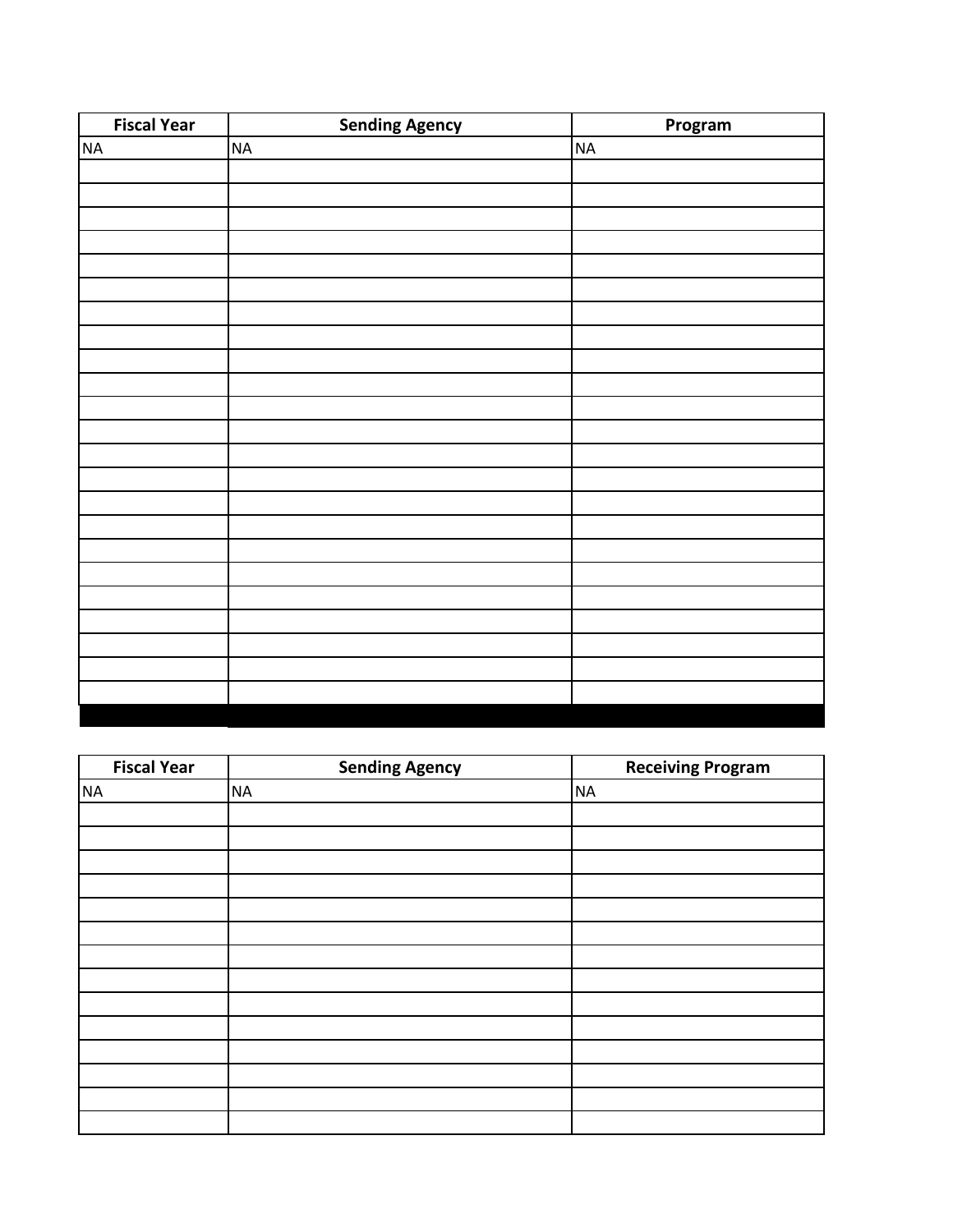| Fiscal Year | Sending Agency | Program |
|---|---|---|
| NA | NA | NA |
| | | |
| | | |
| | | |
| | | |
| | | |
| | | |
| | | |
| | | |
| | | |
| | | |
| | | |
| | | |
| | | |
| | | |
| | | |
| | | |
| | | |
| | | |
| | | |
| | | |
| | | |
| | | |
| | | |

| Fiscal Year | Sending Agency | Receiving Program |
|---|---|---|
| NA | NA | NA |
| | | |
| | | |
| | | |
| | | |
| | | |
| | | |
| | | |
| | | |
| | | |
| | | |
| | | |
| | | |
| | | |
| | | |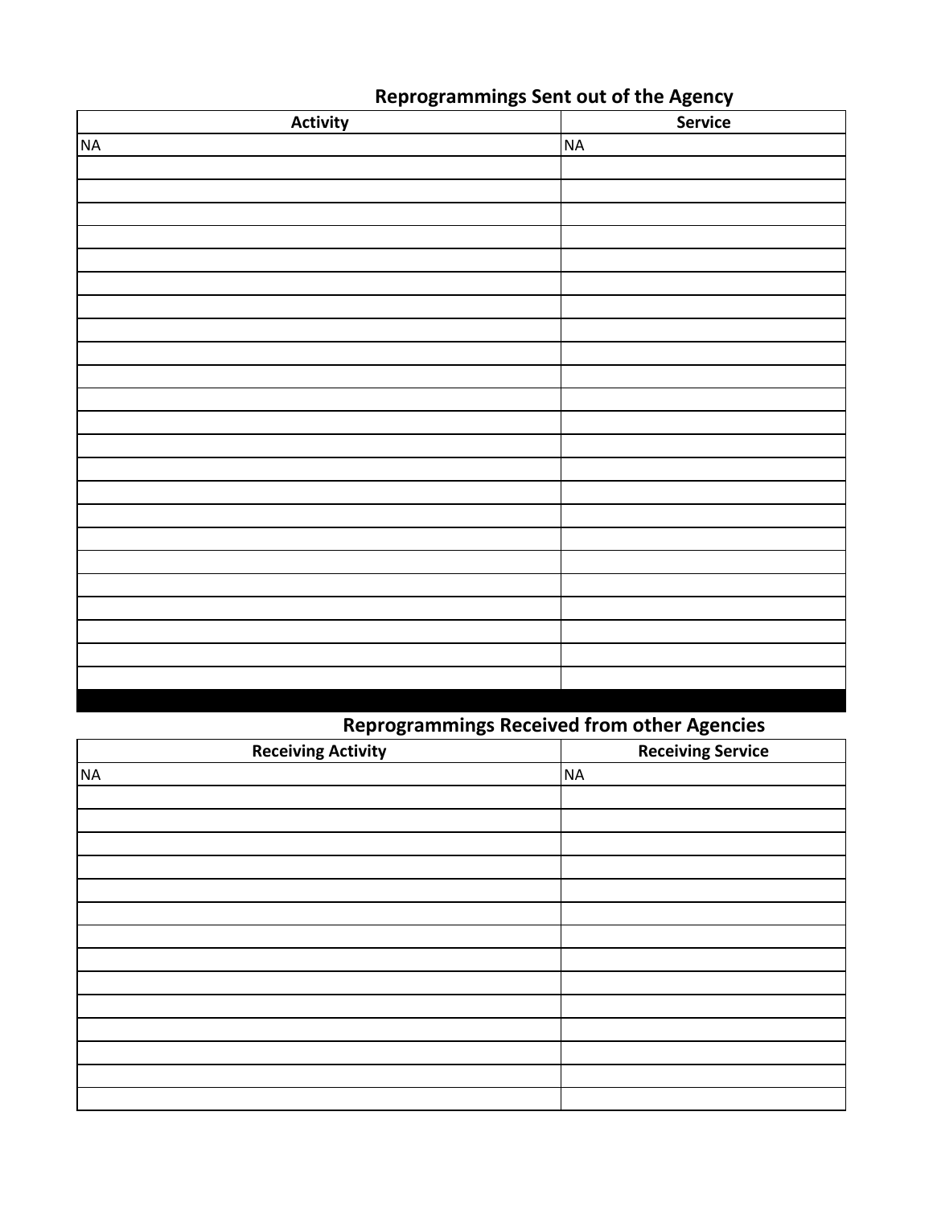## Reprogrammings Sent out of the Agency

| Activity | Service |
|---|---|
| NA | NA |
| | |
| | |
| | |
| | |
| | |
| | |
| | |
| | |
| | |
| | |
| | |
| | |
| | |
| | |
| | |
| | |
| | |
| | |
| | |
| | |
| | |
| | |
| | |

## Reprogrammings Received from other Agencies

| Receiving Activity | Receiving Service |
|---|---|
| NA | NA |
| | |
| | |
| | |
| | |
| | |
| | |
| | |
| | |
| | |
| | |
| | |
| | |
| | |
| | |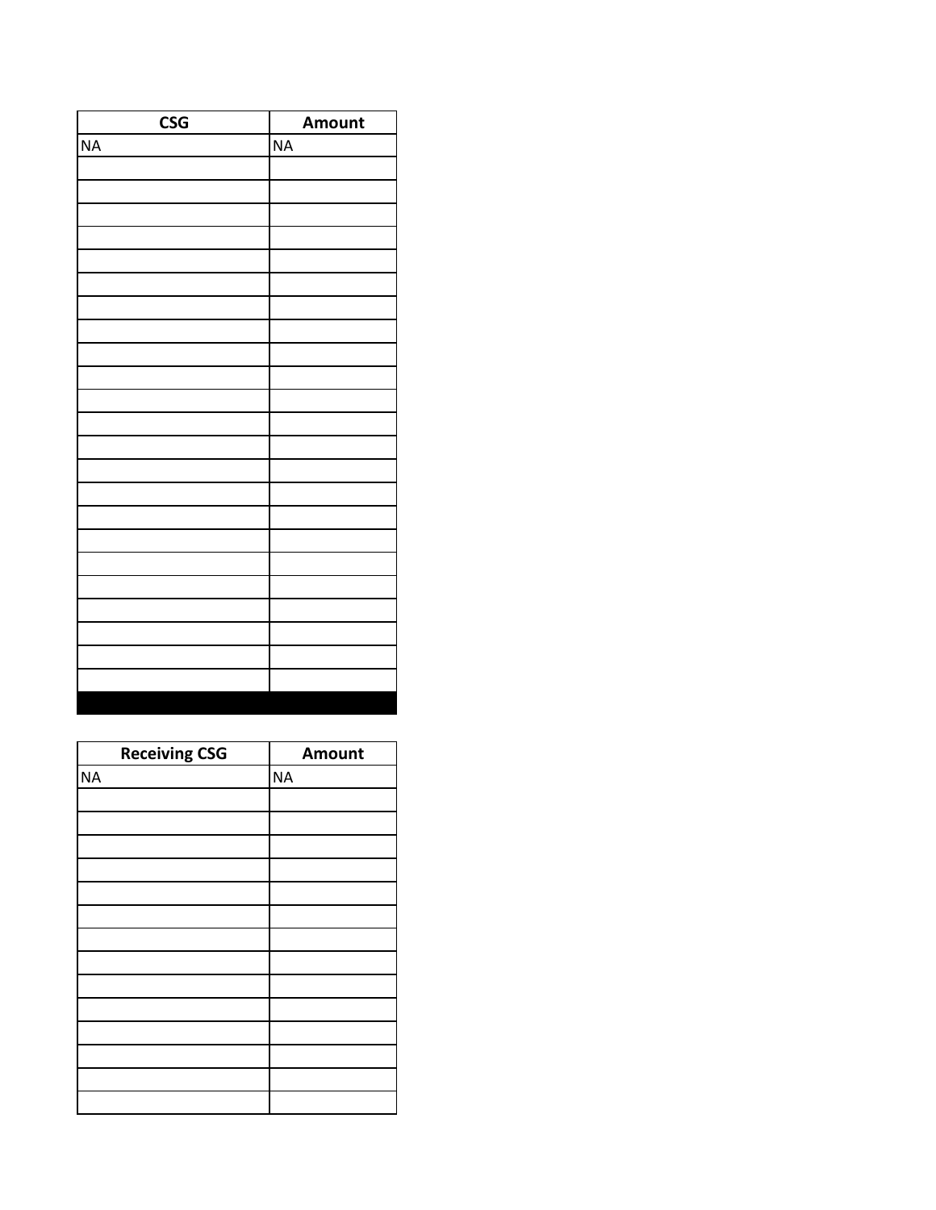| CSG | Amount |
|---|---|
| NA | NA |
| | |
| | |
| | |
| | |
| | |
| | |
| | |
| | |
| | |
| | |
| | |
| | |
| | |
| | |
| | |
| | |
| | |
| | |
| | |
| | |
| | |
| | |
| | |

| Receiving CSG | Amount |
|---|---|
| NA | NA |
| | |
| | |
| | |
| | |
| | |
| | |
| | |
| | |
| | |
| | |
| | |
| | |
| | |
| | |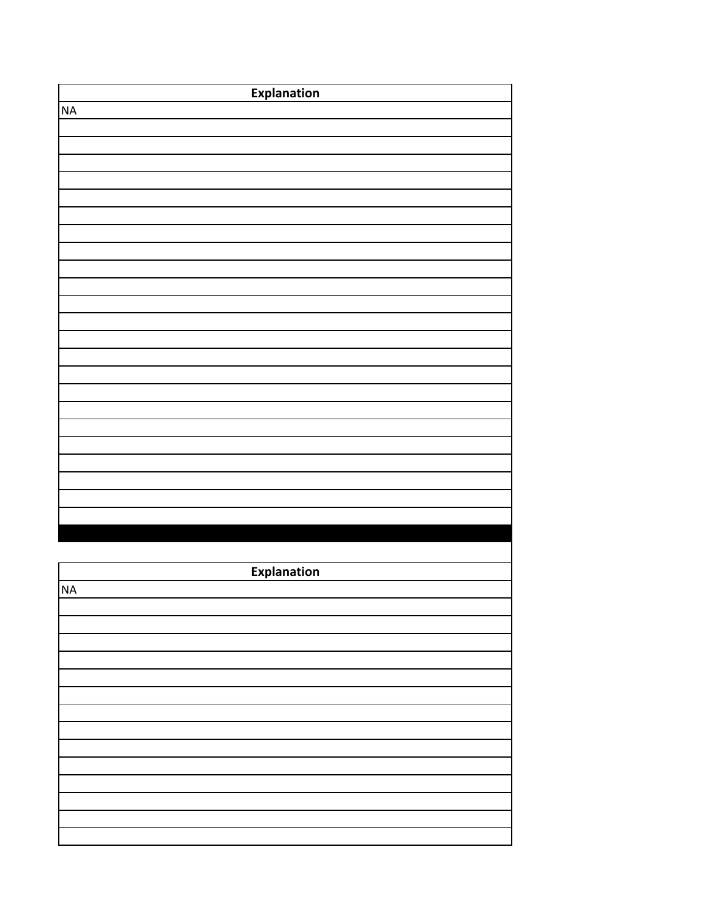| Explanation |
| --- |
| NA |
| |
| |
| |
| |
| |
| |
| |
| |
| |
| |
| |
| |
| |
| |
| |
| |
| |
| |
| |
| |
| |
| |
| |

| Explanation |
| --- |
| NA |
| |
| |
| |
| |
| |
| |
| |
| |
| |
| |
| |
| |
| |
| |